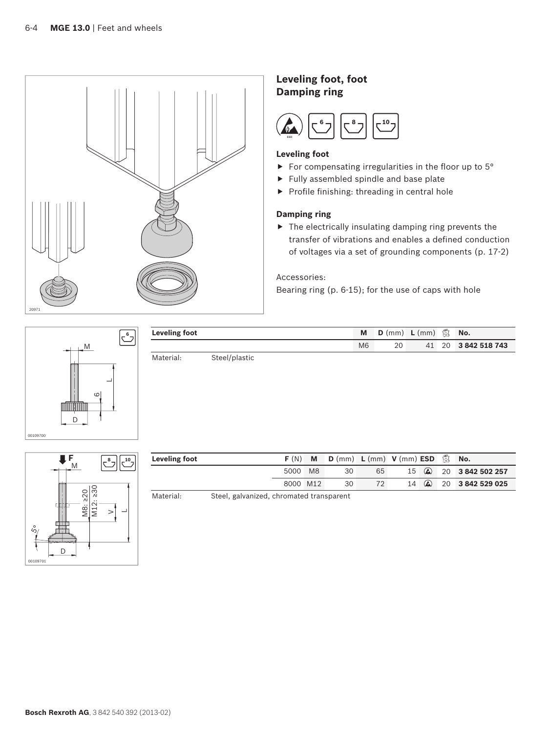## Leveling foot, foot
## Damping ring

### Leveling foot

- For compensating irregularities in the floor up to 5°
- Fully assembled spindle and base plate
- Profile finishing: threading in central hole

### Damping ring

- The electrically insulating damping ring prevents the transfer of vibrations and enables a defined conduction of voltages via a set of grounding components (p. 17-2)

Accessories:
Bearing ring (p. 6-15); for the use of caps with hole

| Leveling foot | M | D (mm) | L (mm) | | No. |
|---|---|---|---|---|---|
| | M6 | 20 | 41 | 20 | 3 842 518 743 |

Material: Steel/plastic

| Leveling foot | F (N) | M | D (mm) | L (mm) | V (mm) | ESD | | No. |
|---|---|---|---|---|---|---|---|---|
| | 5000 | M8 | 30 | 65 | 15 | ESD | 20 | 3 842 502 257 |
| | 8000 | M12 | 30 | 72 | 14 | ESD | 20 | 3 842 529 025 |

Material: Steel, galvanized, chromated transparent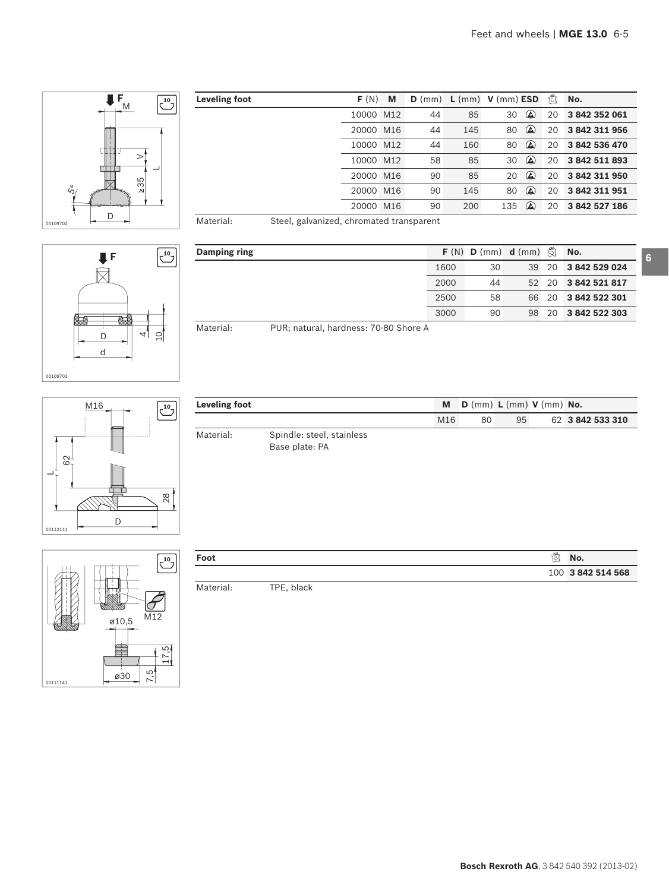| Leveling foot | F (N) | M | D (mm) | L (mm) | V (mm) | ESD | | No. |
|---|---|---|---|---|---|---|---|---|
| | 10000 | M12 | 44 | 85 | 30 | ESD | 20 | **3 842 352 061** |
| | 20000 | M16 | 44 | 145 | 80 | ESD | 20 | **3 842 311 956** |
| | 10000 | M12 | 44 | 160 | 80 | ESD | 20 | **3 842 536 470** |
| | 10000 | M12 | 58 | 85 | 30 | ESD | 20 | **3 842 511 893** |
| | 20000 | M16 | 90 | 85 | 20 | ESD | 20 | **3 842 311 950** |
| | 20000 | M16 | 90 | 145 | 80 | ESD | 20 | **3 842 311 951** |
| | 20000 | M16 | 90 | 200 | 135 | ESD | 20 | **3 842 527 186** |

Material: Steel, galvanized, chromated transparent

| Damping ring | F (N) | D (mm) | d (mm) | | No. |
|---|---|---|---|---|---|
| | 1600 | 30 | 39 | 20 | **3 842 529 024** |
| | 2000 | 44 | 52 | 20 | **3 842 521 817** |
| | 2500 | 58 | 66 | 20 | **3 842 522 301** |
| | 3000 | 90 | 98 | 20 | **3 842 522 303** |

Material: PUR; natural, hardness: 70-80 Shore A

| Leveling foot | M | D (mm) | L (mm) | V (mm) | No. |
|---|---|---|---|---|---|
| | M16 | 80 | 95 | 62 | **3 842 533 310** |

Material: Spindle: steel, stainless
Base plate: PA

| Foot | | No. |
|---|---|---|
| | 100 | **3 842 514 568** |

Material: TPE, black